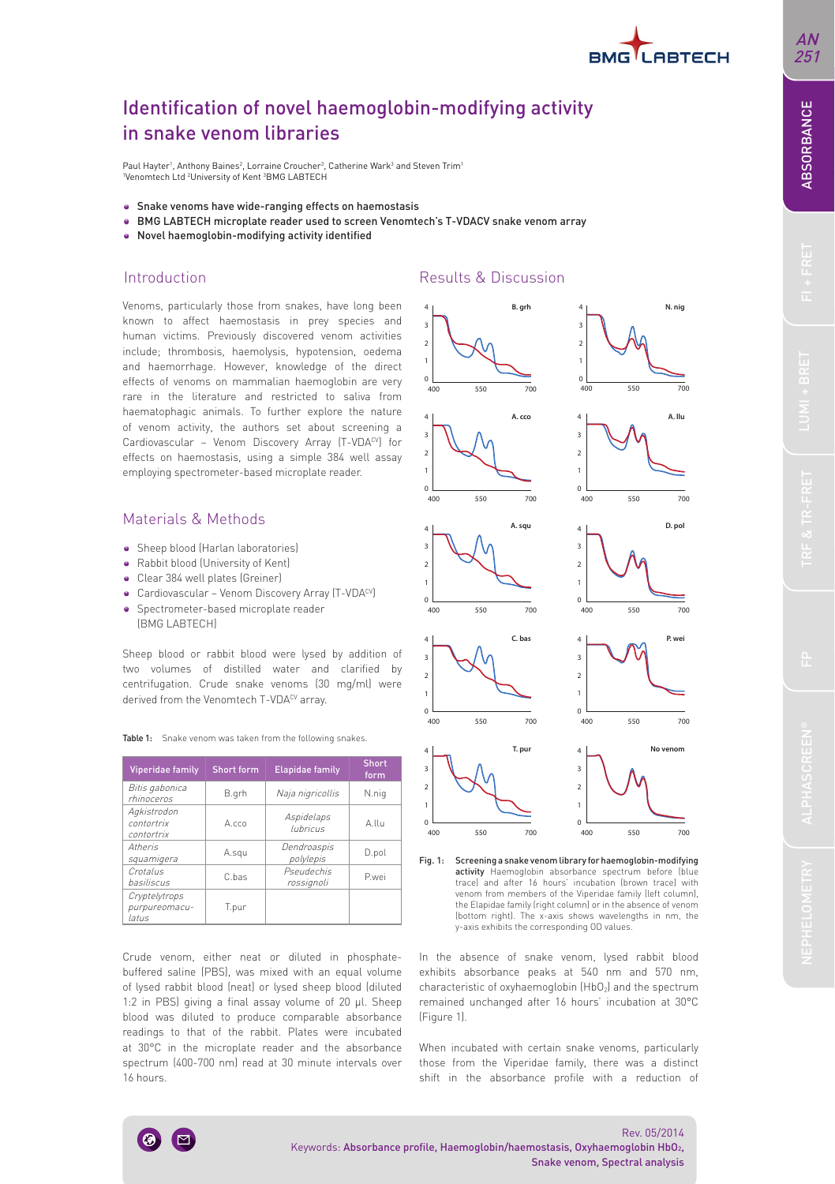# Identification of novel haemoglobin-modifying activity in snake venom libraries

Paul Hayter[1], Anthony Baines[2], Lorraine Croucher[3], Catherine Wark[3] and Steven Trim[1]
[1]Venomtech Ltd [2]University of Kent [3]BMG LABTECH

- Snake venoms have wide-ranging effects on haemostasis
- BMG LABTECH microplate reader used to screen Venomtech's T-VDACV snake venom array
- Novel haemoglobin-modifying activity identified

## Introduction

Venoms, particularly those from snakes, have long been known to affect haemostasis in prey species and human victims. Previously discovered venom activities include; thrombosis, haemolysis, hypotension, oedema and haemorrhage. However, knowledge of the direct effects of venoms on mammalian haemoglobin are very rare in the literature and restricted to saliva from haematophagic animals. To further explore the nature of venom activity, the authors set about screening a Cardiovascular – Venom Discovery Array (T-VDA$^{CV}$) for effects on haemostasis, using a simple 384 well assay employing spectrometer-based microplate reader.

## Materials & Methods

- Sheep blood (Harlan laboratories)
- Rabbit blood (University of Kent)
- Clear 384 well plates (Greiner)
- Cardiovascular – Venom Discovery Array (T-VDA$^{CV}$)
- Spectrometer-based microplate reader (BMG LABTECH)

Sheep blood or rabbit blood were lysed by addition of two volumes of distilled water and clarified by centrifugation. Crude snake venoms (30 mg/ml) were derived from the Venomtech T-VDA$^{CV}$ array.

**Table 1:** Snake venom was taken from the following snakes.

| Viperidae family | Short form | Elapidae family | Short form |
|---|---|---|---|
| *Bitis gabonica rhinoceros* | B.grh | *Naja nigricollis* | N.nig |
| *Agkistrodon contortrix contortrix* | A.cco | *Aspidelaps lubricus* | A.llu |
| *Atheris squamigera* | A.squ | *Dendroaspis polylepis* | D.pol |
| *Crotalus basiliscus* | C.bas | *Pseudechis rossignoli* | P.wei |
| *Cryptelytrops purpureomaculatus* | T.pur | | |

Crude venom, either neat or diluted in phosphate-buffered saline (PBS), was mixed with an equal volume of lysed rabbit blood (neat) or lysed sheep blood (diluted 1:2 in PBS) giving a final assay volume of 20 µl. Sheep blood was diluted to produce comparable absorbance readings to that of the rabbit. Plates were incubated at 30°C in the microplate reader and the absorbance spectrum (400-700 nm) read at 30 minute intervals over 16 hours.

## Results & Discussion

**Fig. 1:** **Screening a snake venom library for haemoglobin-modifying activity** Haemoglobin absorbance spectrum before (blue trace) and after 16 hours' incubation (brown trace) with venom from members of the Viperidae family (left column), the Elapidae family (right column) or in the absence of venom (bottom right). The x-axis shows wavelengths in nm, the y-axis exhibits the corresponding OD values.

In the absence of snake venom, lysed rabbit blood exhibits absorbance peaks at 540 nm and 570 nm, characteristic of oxyhaemoglobin ($HbO_2$) and the spectrum remained unchanged after 16 hours' incubation at 30°C (Figure 1).

When incubated with certain snake venoms, particularly those from the Viperidae family, there was a distinct shift in the absorbance profile with a reduction of

Rev. 05/2014
Keywords: Absorbance profile, Haemoglobin/haemostasis, Oxyhaemoglobin $HbO_2$, Snake venom, Spectral analysis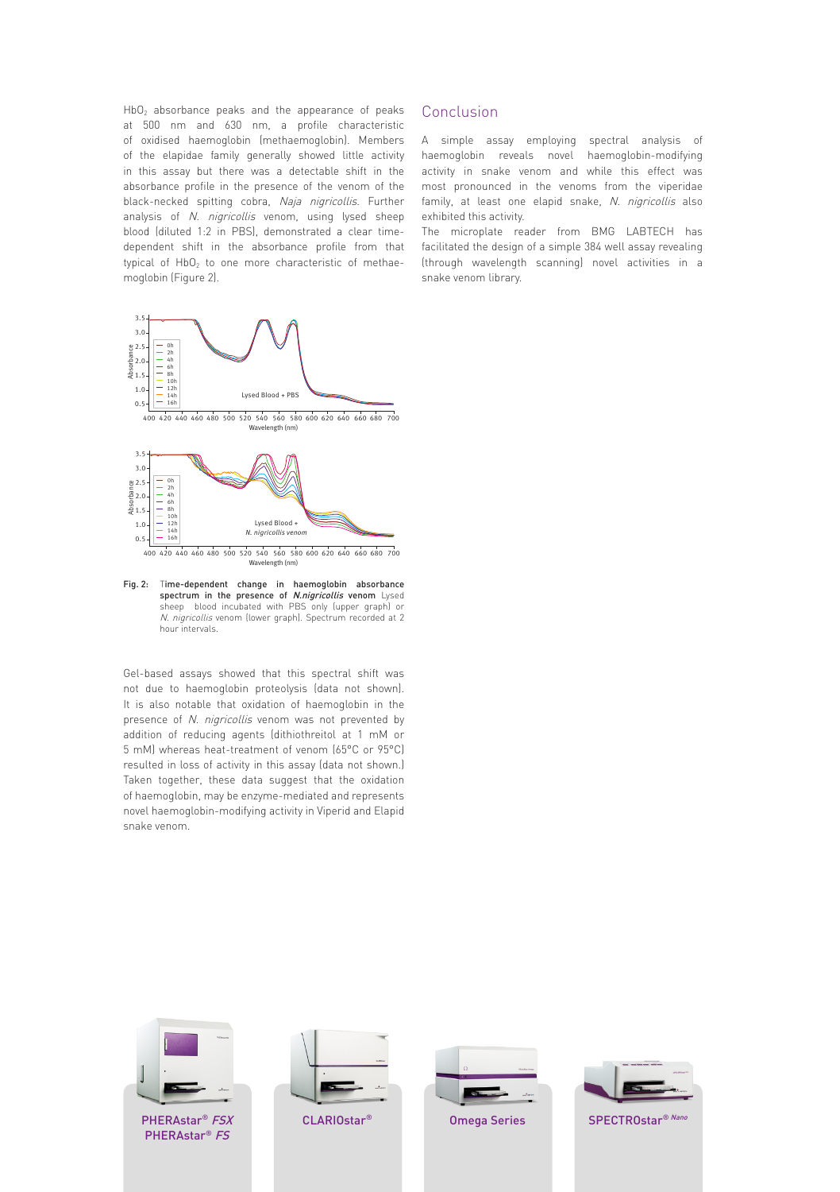$HbO_2$ absorbance peaks and the appearance of peaks at 500 nm and 630 nm, a profile characteristic of oxidised haemoglobin (methaemoglobin). Members of the elapidae family generally showed little activity in this assay but there was a detectable shift in the absorbance profile in the presence of the venom of the black-necked spitting cobra, *Naja nigricollis*. Further analysis of *N. nigricollis* venom, using lysed sheep blood (diluted 1:2 in PBS), demonstrated a clear time-dependent shift in the absorbance profile from that typical of $HbO_2$ to one more characteristic of methaemoglobin (Figure 2).

3.5
3.0
2.5
2.0
1.5
1.0
0.5
Absorbance
0h
2h
4h
6h
8h
10h
12h
14h
16h
Lysed Blood + PBS
400 420 440 460 480 500 520 540 560 580 600 620 640 660 680 700
Wavelength (nm)

3.5
3.0
2.5
2.0
1.5
1.0
0.5
Absorbance
0h
2h
4h
6h
8h
10h
12h
14h
16h
Lysed Blood + *N. nigricollis venom*
400 420 440 460 480 500 520 540 560 580 600 620 640 660 680 700
Wavelength (nm)

**Fig. 2: Time-dependent change in haemoglobin absorbance spectrum in the presence of *N.nigricollis* venom** Lysed sheep blood incubated with PBS only (upper graph) or *N. nigricollis* venom (lower graph). Spectrum recorded at 2 hour intervals.

Gel-based assays showed that this spectral shift was not due to haemoglobin proteolysis (data not shown). It is also notable that oxidation of haemoglobin in the presence of *N. nigricollis* venom was not prevented by addition of reducing agents (dithiothreitol at 1 mM or 5 mM) whereas heat-treatment of venom (65°C or 95°C) resulted in loss of activity in this assay (data not shown.) Taken together, these data suggest that the oxidation of haemoglobin, may be enzyme-mediated and represents novel haemoglobin-modifying activity in Viperid and Elapid snake venom.

## Conclusion

A simple assay employing spectral analysis of haemoglobin reveals novel haemoglobin-modifying activity in snake venom and while this effect was most pronounced in the venoms from the viperidae family, at least one elapid snake, *N. nigricollis* also exhibited this activity.

The microplate reader from BMG LABTECH has facilitated the design of a simple 384 well assay revealing (through wavelength scanning) novel activities in a snake venom library.

PHERAstar® *FSX*
PHERAstar® *FS*

CLARIOstar®

Omega Series

SPECTROstar® *Nano*